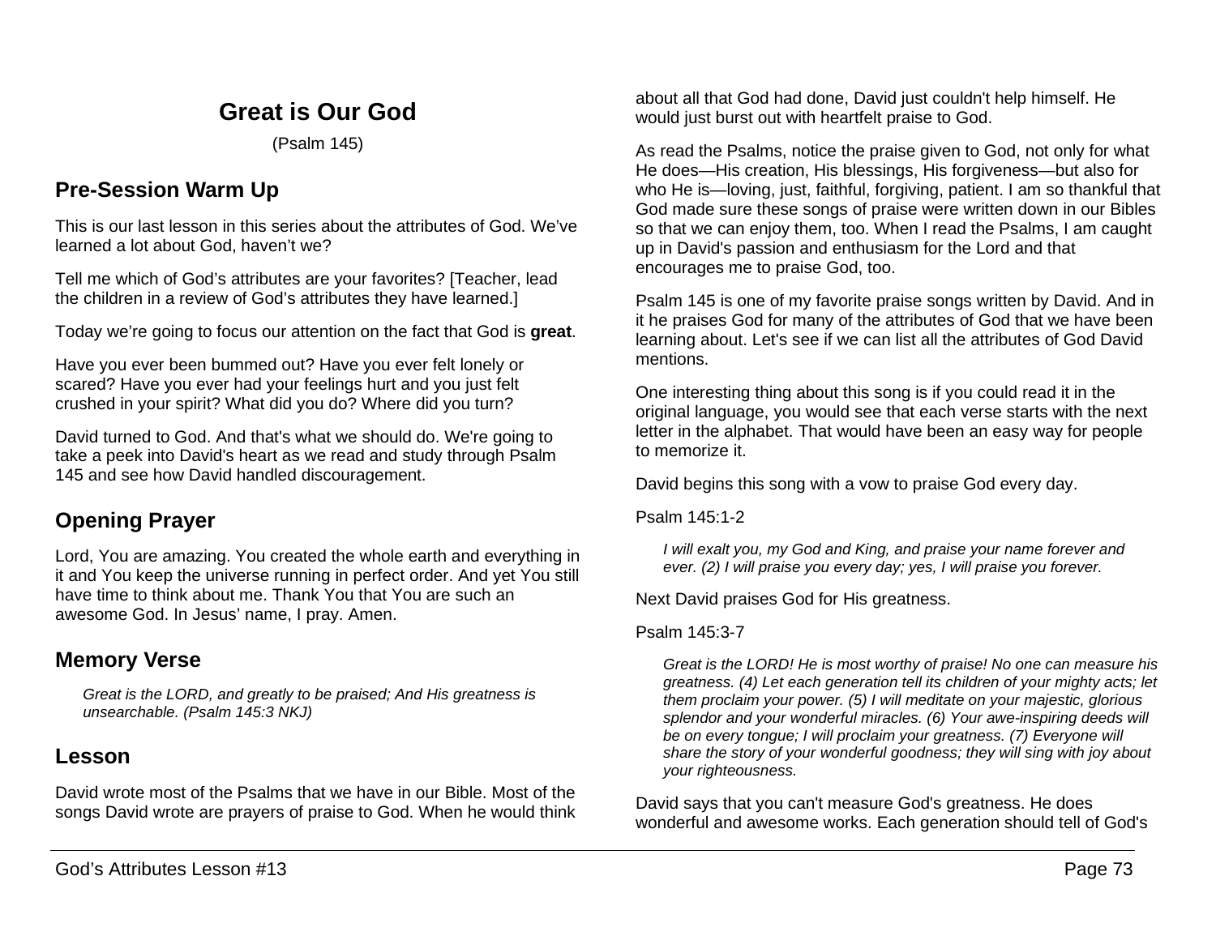# Great is Our God

(Psalm 145)

## Pre-Session Warm Up

This is our last lesson in this series about the attributes of God. We've learned a lot about God, haven't we?

Tell me which of God's attributes are your favorites? [Teacher, lead the children in a review of God's attributes they have learned.]

Today we're going to focus our attention on the fact that God is **great**.

Have you ever been bummed out? Have you ever felt lonely or scared? Have you ever had your feelings hurt and you just felt crushed in your spirit? What did you do? Where did you turn?

David turned to God. And that's what we should do. We're going to take a peek into David's heart as we read and study through Psalm 145 and see how David handled discouragement.

## Opening Prayer

Lord, You are amazing. You created the whole earth and everything in it and You keep the universe running in perfect order. And yet You still have time to think about me. Thank You that You are such an awesome God. In Jesus' name, I pray. Amen.

## Memory Verse

> *Great is the LORD, and greatly to be praised; And His greatness is unsearchable. (Psalm 145:3 NKJ)*

## Lesson

David wrote most of the Psalms that we have in our Bible. Most of the songs David wrote are prayers of praise to God. When he would think about all that God had done, David just couldn't help himself. He would just burst out with heartfelt praise to God.

As read the Psalms, notice the praise given to God, not only for what He does—His creation, His blessings, His forgiveness—but also for who He is—loving, just, faithful, forgiving, patient. I am so thankful that God made sure these songs of praise were written down in our Bibles so that we can enjoy them, too. When I read the Psalms, I am caught up in David's passion and enthusiasm for the Lord and that encourages me to praise God, too.

Psalm 145 is one of my favorite praise songs written by David. And in it he praises God for many of the attributes of God that we have been learning about. Let's see if we can list all the attributes of God David mentions.

One interesting thing about this song is if you could read it in the original language, you would see that each verse starts with the next letter in the alphabet. That would have been an easy way for people to memorize it.

David begins this song with a vow to praise God every day.

Psalm 145:1-2

> *I will exalt you, my God and King, and praise your name forever and ever. (2) I will praise you every day; yes, I will praise you forever.*

Next David praises God for His greatness.

Psalm 145:3-7

> *Great is the LORD! He is most worthy of praise! No one can measure his greatness. (4) Let each generation tell its children of your mighty acts; let them proclaim your power. (5) I will meditate on your majestic, glorious splendor and your wonderful miracles. (6) Your awe-inspiring deeds will be on every tongue; I will proclaim your greatness. (7) Everyone will share the story of your wonderful goodness; they will sing with joy about your righteousness.*

David says that you can't measure God's greatness. He does wonderful and awesome works. Each generation should tell of God's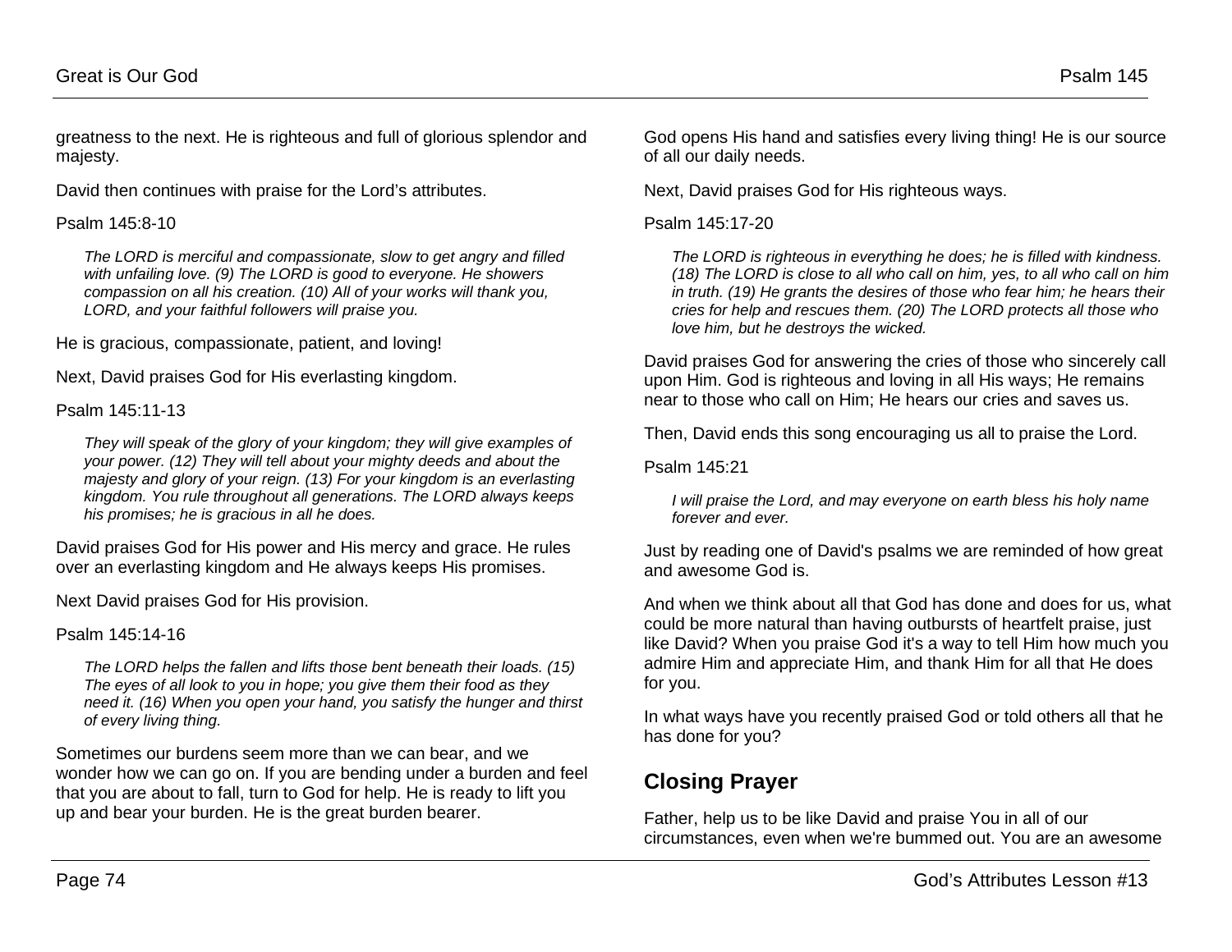greatness to the next. He is righteous and full of glorious splendor and majesty.

David then continues with praise for the Lord's attributes.

Psalm 145:8-10

> *The LORD is merciful and compassionate, slow to get angry and filled with unfailing love. (9) The LORD is good to everyone. He showers compassion on all his creation. (10) All of your works will thank you, LORD, and your faithful followers will praise you.*

He is gracious, compassionate, patient, and loving!

Next, David praises God for His everlasting kingdom.

Psalm 145:11-13

> *They will speak of the glory of your kingdom; they will give examples of your power. (12) They will tell about your mighty deeds and about the majesty and glory of your reign. (13) For your kingdom is an everlasting kingdom. You rule throughout all generations. The LORD always keeps his promises; he is gracious in all he does.*

David praises God for His power and His mercy and grace. He rules over an everlasting kingdom and He always keeps His promises.

Next David praises God for His provision.

Psalm 145:14-16

> *The LORD helps the fallen and lifts those bent beneath their loads. (15) The eyes of all look to you in hope; you give them their food as they need it. (16) When you open your hand, you satisfy the hunger and thirst of every living thing.*

Sometimes our burdens seem more than we can bear, and we wonder how we can go on. If you are bending under a burden and feel that you are about to fall, turn to God for help. He is ready to lift you up and bear your burden. He is the great burden bearer.

God opens His hand and satisfies every living thing! He is our source of all our daily needs.

Next, David praises God for His righteous ways.

Psalm 145:17-20

> *The LORD is righteous in everything he does; he is filled with kindness. (18) The LORD is close to all who call on him, yes, to all who call on him in truth. (19) He grants the desires of those who fear him; he hears their cries for help and rescues them. (20) The LORD protects all those who love him, but he destroys the wicked.*

David praises God for answering the cries of those who sincerely call upon Him. God is righteous and loving in all His ways; He remains near to those who call on Him; He hears our cries and saves us.

Then, David ends this song encouraging us all to praise the Lord.

Psalm 145:21

> *I will praise the Lord, and may everyone on earth bless his holy name forever and ever.*

Just by reading one of David's psalms we are reminded of how great and awesome God is.

And when we think about all that God has done and does for us, what could be more natural than having outbursts of heartfelt praise, just like David? When you praise God it's a way to tell Him how much you admire Him and appreciate Him, and thank Him for all that He does for you.

In what ways have you recently praised God or told others all that he has done for you?

## Closing Prayer

Father, help us to be like David and praise You in all of our circumstances, even when we're bummed out. You are an awesome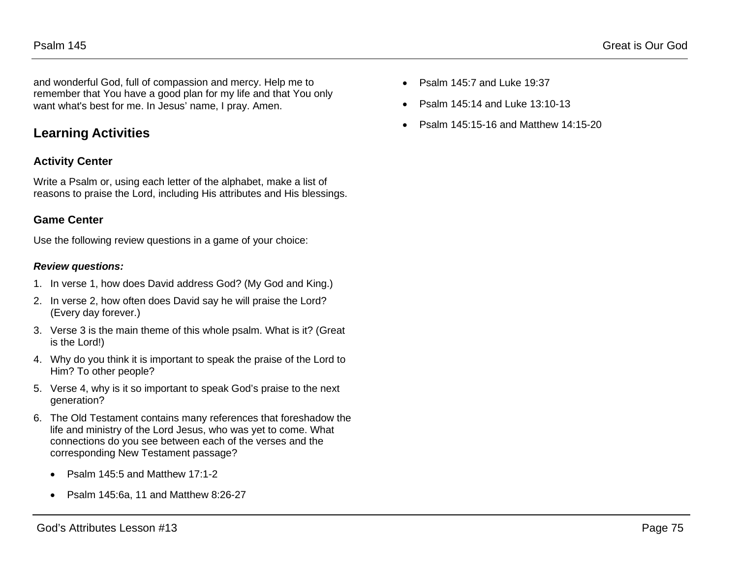and wonderful God, full of compassion and mercy. Help me to remember that You have a good plan for my life and that You only want what's best for me. In Jesus' name, I pray. Amen.

## Learning Activities

### Activity Center

Write a Psalm or, using each letter of the alphabet, make a list of reasons to praise the Lord, including His attributes and His blessings.

### Game Center

Use the following review questions in a game of your choice:

***Review questions:***

1. In verse 1, how does David address God? (My God and King.)
2. In verse 2, how often does David say he will praise the Lord? (Every day forever.)
3. Verse 3 is the main theme of this whole psalm. What is it? (Great is the Lord!)
4. Why do you think it is important to speak the praise of the Lord to Him? To other people?
5. Verse 4, why is it so important to speak God's praise to the next generation?
6. The Old Testament contains many references that foreshadow the life and ministry of the Lord Jesus, who was yet to come. What connections do you see between each of the verses and the corresponding New Testament passage?
   - Psalm 145:5 and Matthew 17:1-2
   - Psalm 145:6a, 11 and Matthew 8:26-27
   - Psalm 145:7 and Luke 19:37
   - Psalm 145:14 and Luke 13:10-13
   - Psalm 145:15-16 and Matthew 14:15-20